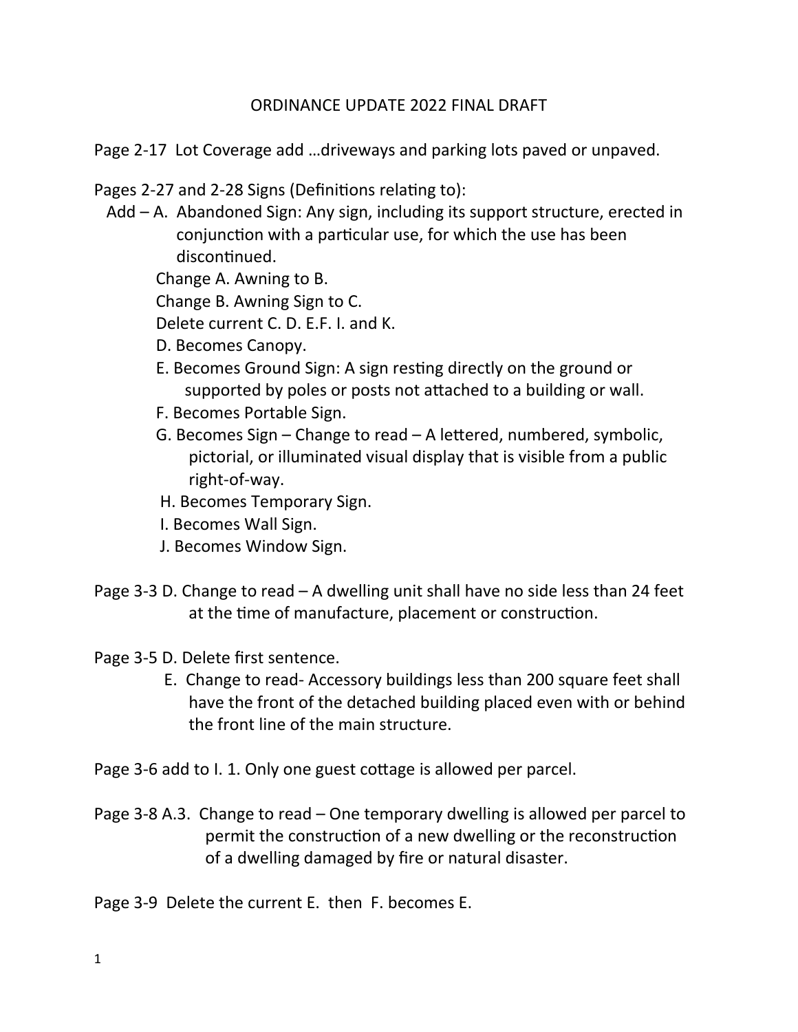# ORDINANCE UPDATE 2022 FINAL DRAFT

Page 2-17 Lot Coverage add …driveways and parking lots paved or unpaved.

Pages 2-27 and 2-28 Signs (Definitions relating to):

Add – A. Abandoned Sign: Any sign, including its support structure, erected in conjunction with a particular use, for which the use has been discontinued.

Change A. Awning to B.

Change B. Awning Sign to C.

Delete current C. D. E.F. I. and K.

D. Becomes Canopy.

E. Becomes Ground Sign: A sign resting directly on the ground or supported by poles or posts not attached to a building or wall.

F. Becomes Portable Sign.

G. Becomes Sign – Change to read – A lettered, numbered, symbolic, pictorial, or illuminated visual display that is visible from a public right-of-way.

H. Becomes Temporary Sign.

I. Becomes Wall Sign.

J. Becomes Window Sign.

Page 3-3 D. Change to read – A dwelling unit shall have no side less than 24 feet at the time of manufacture, placement or construction.

Page 3-5 D. Delete first sentence.

E. Change to read- Accessory buildings less than 200 square feet shall have the front of the detached building placed even with or behind the front line of the main structure.

Page 3-6 add to I. 1. Only one guest cottage is allowed per parcel.

Page 3-8 A.3. Change to read – One temporary dwelling is allowed per parcel to permit the construction of a new dwelling or the reconstruction of a dwelling damaged by fire or natural disaster.

Page 3-9 Delete the current E. then F. becomes E.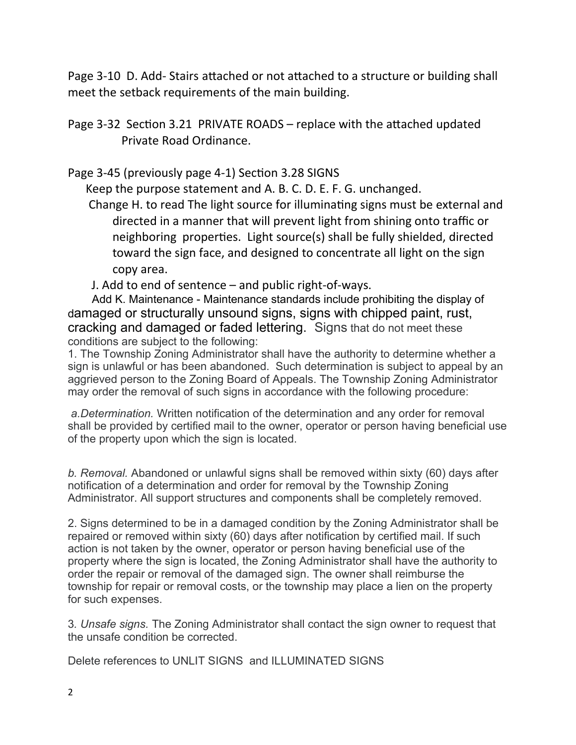Page 3-10 D. Add- Stairs attached or not attached to a structure or building shall meet the setback requirements of the main building.

Page 3-32 Section 3.21 PRIVATE ROADS – replace with the attached updated Private Road Ordinance.

Page 3-45 (previously page 4-1) Section 3.28 SIGNS

Keep the purpose statement and A. B. C. D. E. F. G. unchanged.

Change H. to read The light source for illuminating signs must be external and directed in a manner that will prevent light from shining onto traffic or neighboring properties. Light source(s) shall be fully shielded, directed toward the sign face, and designed to concentrate all light on the sign copy area.

J. Add to end of sentence – and public right-of-ways.

Add K. Maintenance - Maintenance standards include prohibiting the display of damaged or structurally unsound signs, signs with chipped paint, rust, cracking and damaged or faded lettering. Signs that do not meet these conditions are subject to the following:

1. The Township Zoning Administrator shall have the authority to determine whether a sign is unlawful or has been abandoned. Such determination is subject to appeal by an aggrieved person to the Zoning Board of Appeals. The Township Zoning Administrator may order the removal of such signs in accordance with the following procedure:

*a.Determination.* Written notification of the determination and any order for removal shall be provided by certified mail to the owner, operator or person having beneficial use of the property upon which the sign is located.

*b. Removal.* Abandoned or unlawful signs shall be removed within sixty (60) days after notification of a determination and order for removal by the Township Zoning Administrator. All support structures and components shall be completely removed.

2. Signs determined to be in a damaged condition by the Zoning Administrator shall be repaired or removed within sixty (60) days after notification by certified mail. If such action is not taken by the owner, operator or person having beneficial use of the property where the sign is located, the Zoning Administrator shall have the authority to order the repair or removal of the damaged sign. The owner shall reimburse the township for repair or removal costs, or the township may place a lien on the property for such expenses.

3. *Unsafe signs.* The Zoning Administrator shall contact the sign owner to request that the unsafe condition be corrected.

Delete references to UNLIT SIGNS and ILLUMINATED SIGNS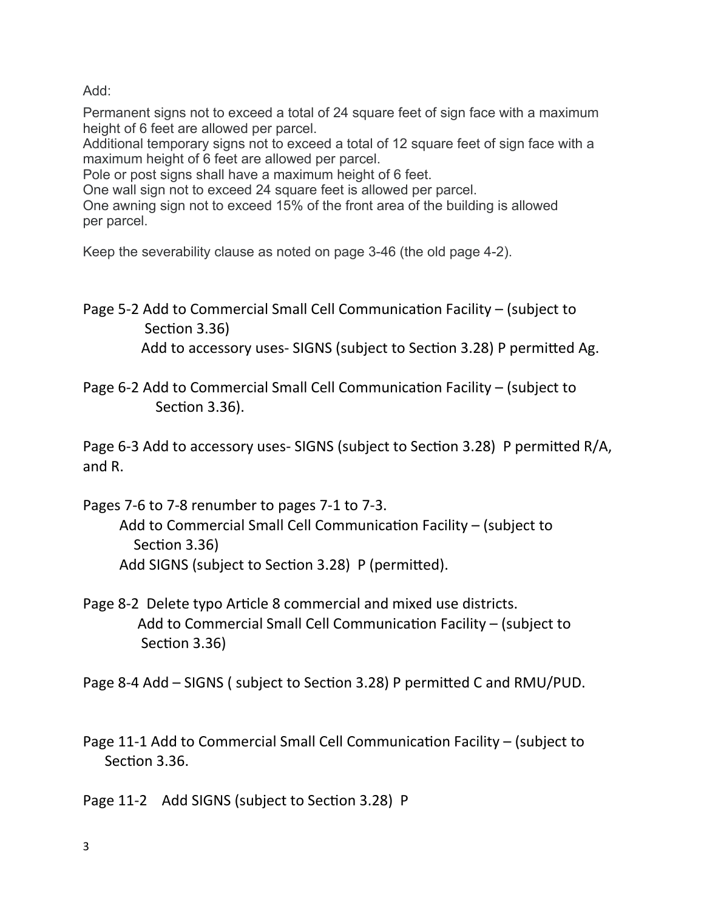Add:

Permanent signs not to exceed a total of 24 square feet of sign face with a maximum height of 6 feet are allowed per parcel.
Additional temporary signs not to exceed a total of 12 square feet of sign face with a maximum height of 6 feet are allowed per parcel.
Pole or post signs shall have a maximum height of 6 feet.
One wall sign not to exceed 24 square feet is allowed per parcel.
One awning sign not to exceed 15% of the front area of the building is allowed per parcel.

Keep the severability clause as noted on page 3-46 (the old page 4-2).

Page 5-2 Add to Commercial Small Cell Communication Facility – (subject to Section 3.36)
Add to accessory uses- SIGNS (subject to Section 3.28) P permitted Ag.

Page 6-2 Add to Commercial Small Cell Communication Facility – (subject to Section 3.36).

Page 6-3 Add to accessory uses- SIGNS (subject to Section 3.28) P permitted R/A, and R.

Pages 7-6 to 7-8 renumber to pages 7-1 to 7-3.
Add to Commercial Small Cell Communication Facility – (subject to Section 3.36)
Add SIGNS (subject to Section 3.28) P (permitted).

Page 8-2 Delete typo Article 8 commercial and mixed use districts.
Add to Commercial Small Cell Communication Facility – (subject to Section 3.36)

Page 8-4 Add – SIGNS ( subject to Section 3.28) P permitted C and RMU/PUD.

Page 11-1 Add to Commercial Small Cell Communication Facility – (subject to Section 3.36.

Page 11-2 Add SIGNS (subject to Section 3.28) P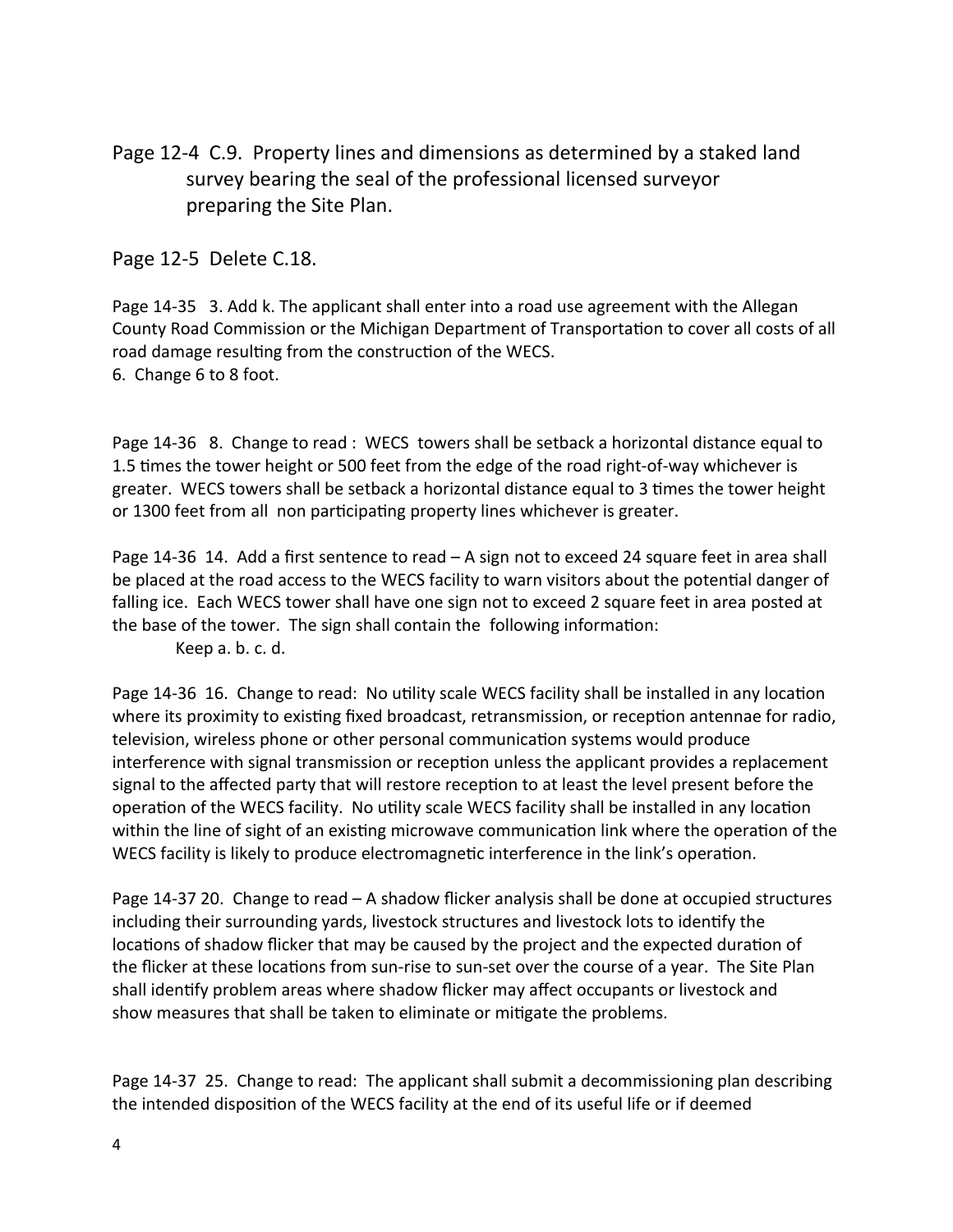Page 12-4 C.9. Property lines and dimensions as determined by a staked land survey bearing the seal of the professional licensed surveyor preparing the Site Plan.

Page 12-5 Delete C.18.

Page 14-35 3. Add k. The applicant shall enter into a road use agreement with the Allegan County Road Commission or the Michigan Department of Transportation to cover all costs of all road damage resulting from the construction of the WECS.
6. Change 6 to 8 foot.

Page 14-36 8. Change to read : WECS towers shall be setback a horizontal distance equal to 1.5 times the tower height or 500 feet from the edge of the road right-of-way whichever is greater. WECS towers shall be setback a horizontal distance equal to 3 times the tower height or 1300 feet from all non participating property lines whichever is greater.

Page 14-36 14. Add a first sentence to read – A sign not to exceed 24 square feet in area shall be placed at the road access to the WECS facility to warn visitors about the potential danger of falling ice. Each WECS tower shall have one sign not to exceed 2 square feet in area posted at the base of the tower. The sign shall contain the following information:

Keep a. b. c. d.

Page 14-36 16. Change to read: No utility scale WECS facility shall be installed in any location where its proximity to existing fixed broadcast, retransmission, or reception antennae for radio, television, wireless phone or other personal communication systems would produce interference with signal transmission or reception unless the applicant provides a replacement signal to the affected party that will restore reception to at least the level present before the operation of the WECS facility. No utility scale WECS facility shall be installed in any location within the line of sight of an existing microwave communication link where the operation of the WECS facility is likely to produce electromagnetic interference in the link's operation.

Page 14-37 20. Change to read – A shadow flicker analysis shall be done at occupied structures including their surrounding yards, livestock structures and livestock lots to identify the locations of shadow flicker that may be caused by the project and the expected duration of the flicker at these locations from sun-rise to sun-set over the course of a year. The Site Plan shall identify problem areas where shadow flicker may affect occupants or livestock and show measures that shall be taken to eliminate or mitigate the problems.

Page 14-37 25. Change to read: The applicant shall submit a decommissioning plan describing the intended disposition of the WECS facility at the end of its useful life or if deemed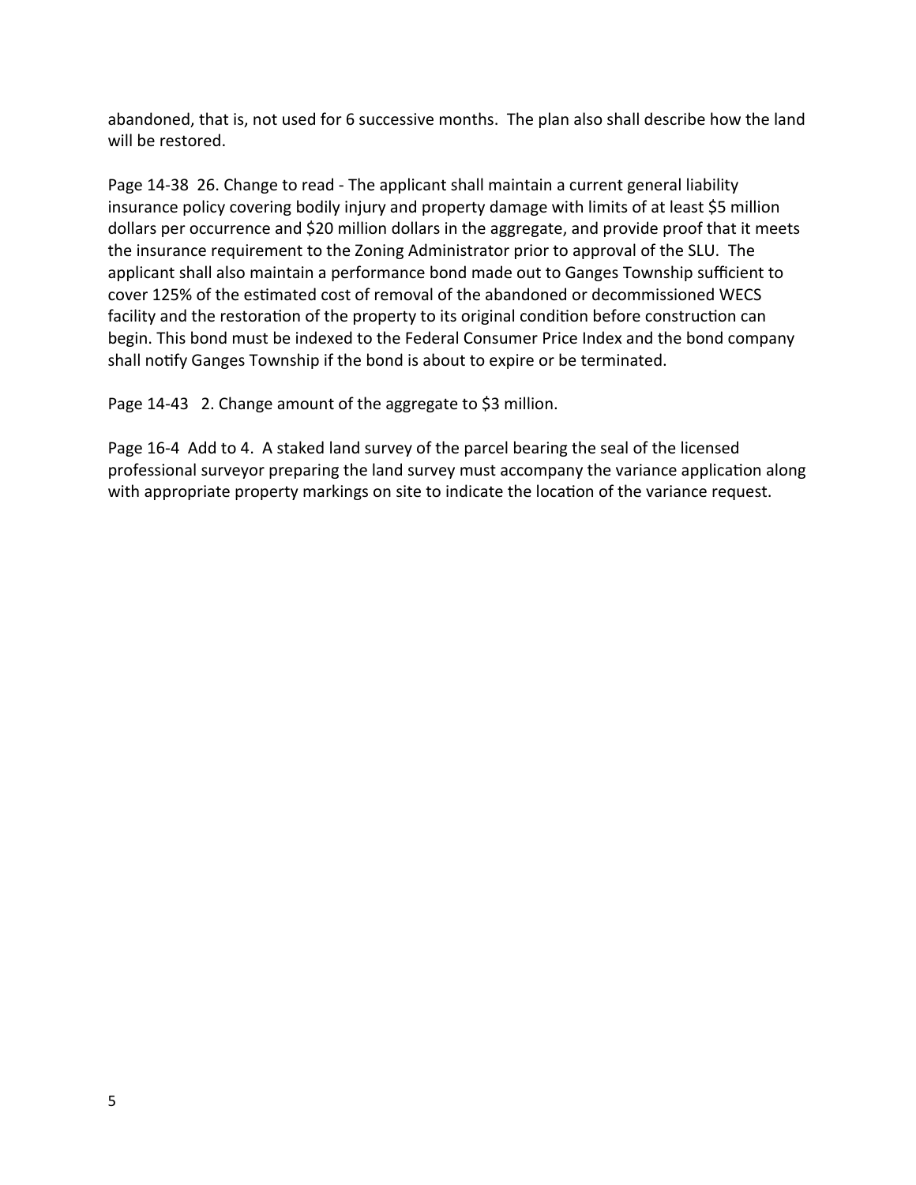abandoned, that is, not used for 6 successive months. The plan also shall describe how the land will be restored.

Page 14-38 26. Change to read - The applicant shall maintain a current general liability insurance policy covering bodily injury and property damage with limits of at least $5 million dollars per occurrence and $20 million dollars in the aggregate, and provide proof that it meets the insurance requirement to the Zoning Administrator prior to approval of the SLU. The applicant shall also maintain a performance bond made out to Ganges Township sufficient to cover 125% of the estimated cost of removal of the abandoned or decommissioned WECS facility and the restoration of the property to its original condition before construction can begin. This bond must be indexed to the Federal Consumer Price Index and the bond company shall notify Ganges Township if the bond is about to expire or be terminated.

Page 14-43 2. Change amount of the aggregate to $3 million.

Page 16-4 Add to 4. A staked land survey of the parcel bearing the seal of the licensed professional surveyor preparing the land survey must accompany the variance application along with appropriate property markings on site to indicate the location of the variance request.